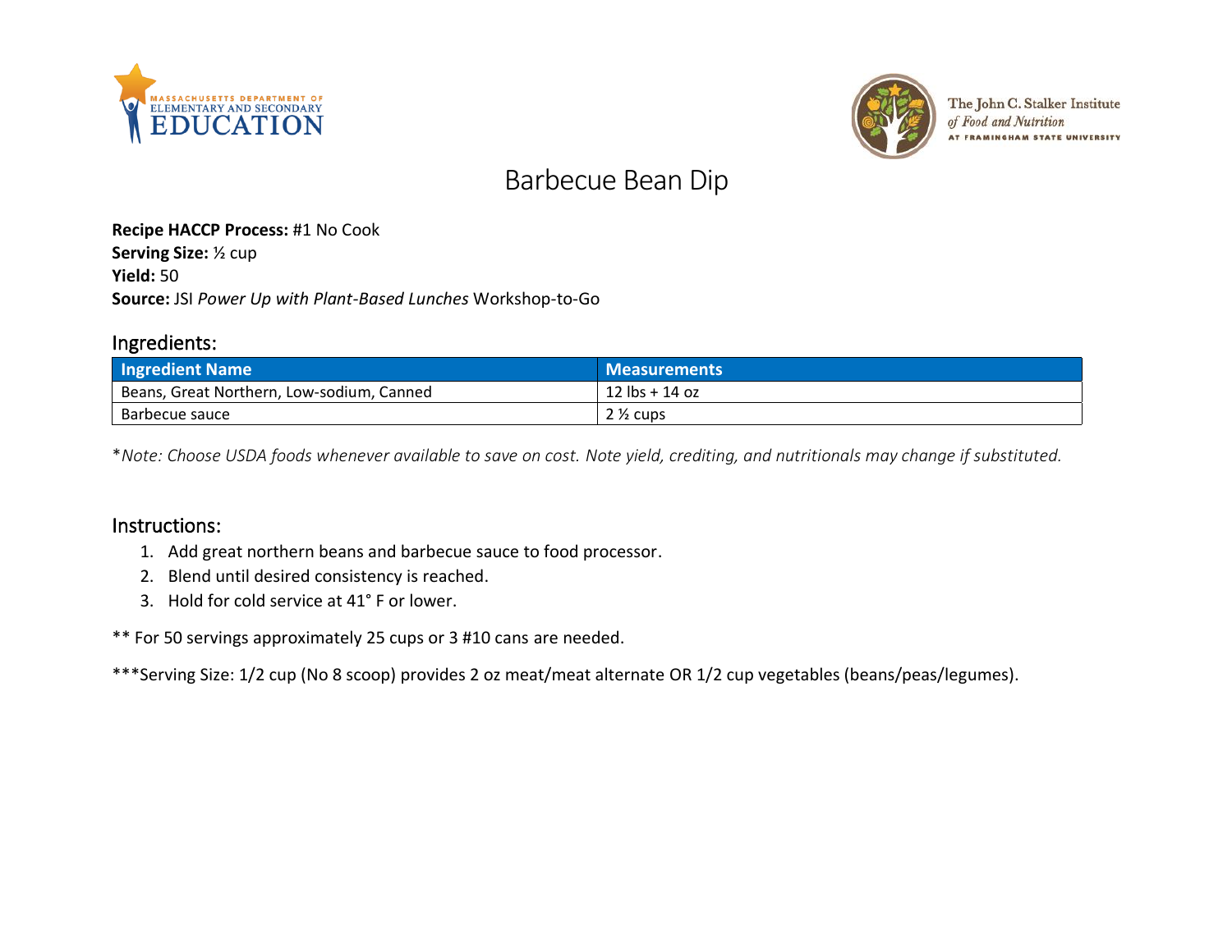# Barbecue Bean Dip

**Recipe HACCP Process:** #1 No Cook
**Serving Size:** ½ cup
**Yield:** 50
**Source:** JSI *Power Up with Plant-Based Lunches* Workshop-to-Go

## Ingredients:

| Ingredient Name | Measurements |
|---|---|
| Beans, Great Northern, Low-sodium, Canned | 12 lbs + 14 oz |
| Barbecue sauce | 2 ½ cups |

*\*Note: Choose USDA foods whenever available to save on cost. Note yield, crediting, and nutritionals may change if substituted.*

## Instructions:

1. Add great northern beans and barbecue sauce to food processor.
2. Blend until desired consistency is reached.
3. Hold for cold service at 41° F or lower.

** For 50 servings approximately 25 cups or 3 #10 cans are needed.

***Serving Size: 1/2 cup (No 8 scoop) provides 2 oz meat/meat alternate OR 1/2 cup vegetables (beans/peas/legumes).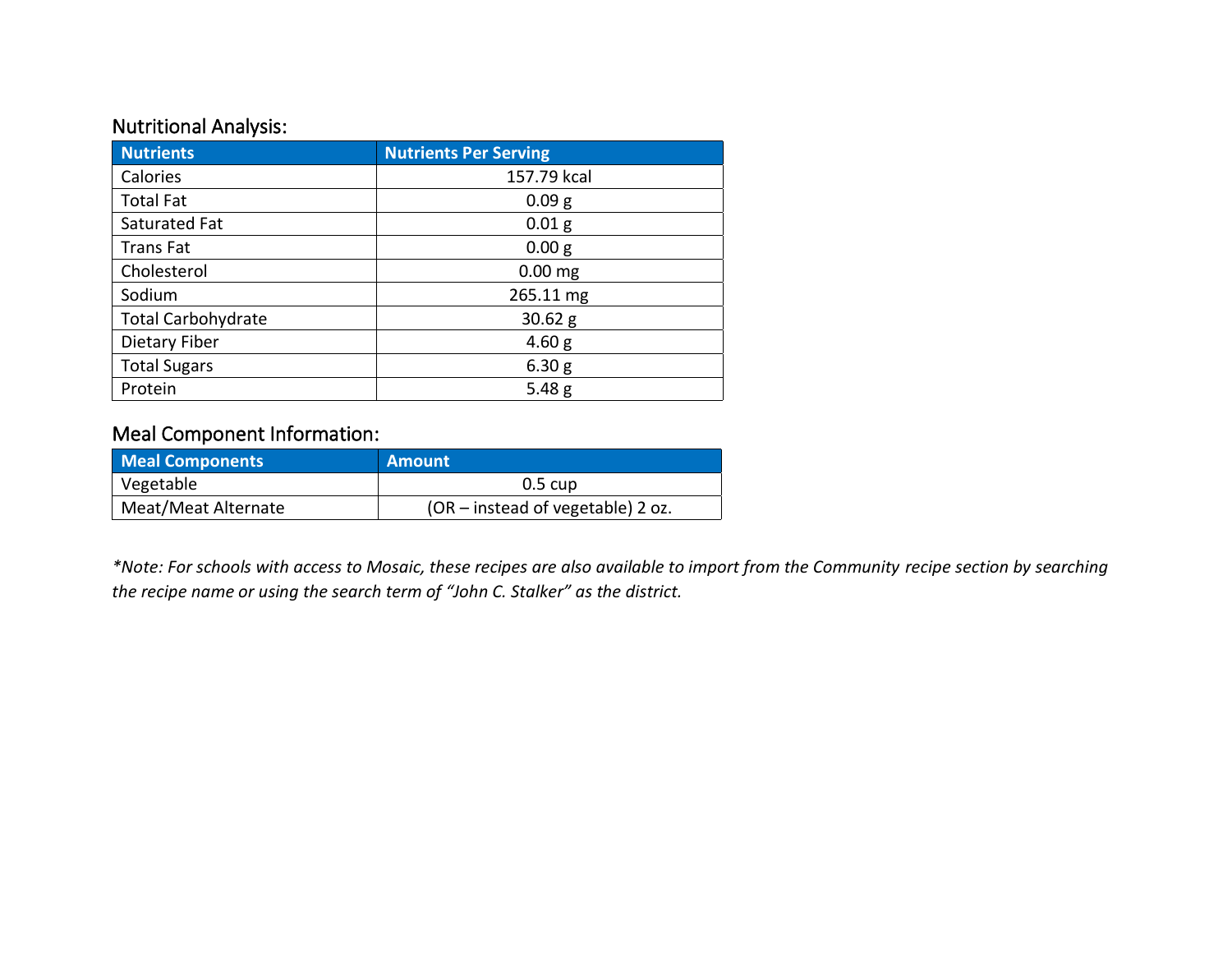## Nutritional Analysis:

| Nutrients | Nutrients Per Serving |
|---|---|
| Calories | 157.79 kcal |
| Total Fat | 0.09 g |
| Saturated Fat | 0.01 g |
| Trans Fat | 0.00 g |
| Cholesterol | 0.00 mg |
| Sodium | 265.11 mg |
| Total Carbohydrate | 30.62 g |
| Dietary Fiber | 4.60 g |
| Total Sugars | 6.30 g |
| Protein | 5.48 g |

## Meal Component Information:

| Meal Components | Amount |
|---|---|
| Vegetable | 0.5 cup |
| Meat/Meat Alternate | (OR – instead of vegetable) 2 oz. |

*\*Note: For schools with access to Mosaic, these recipes are also available to import from the Community recipe section by searching the recipe name or using the search term of "John C. Stalker" as the district.*